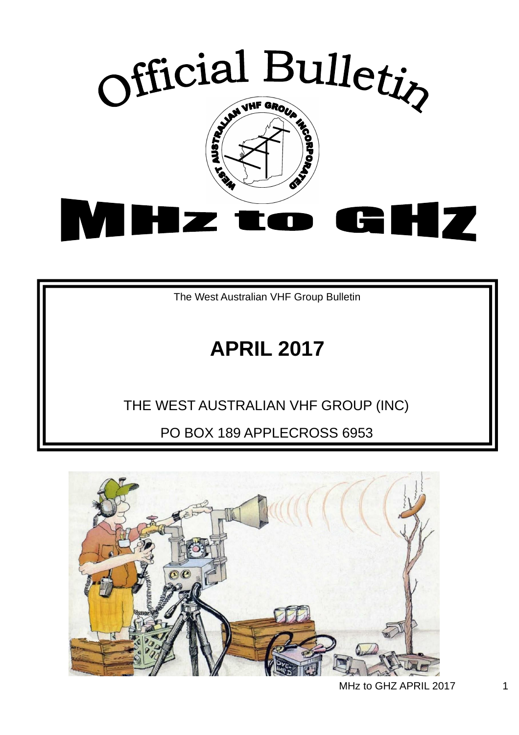# Official Bulletin

# MHz to GHZ

The West Australian VHF Group Bulletin

## APRIL 2017

THE WEST AUSTRALIAN VHF GROUP (INC)

PO BOX 189 APPLECROSS 6953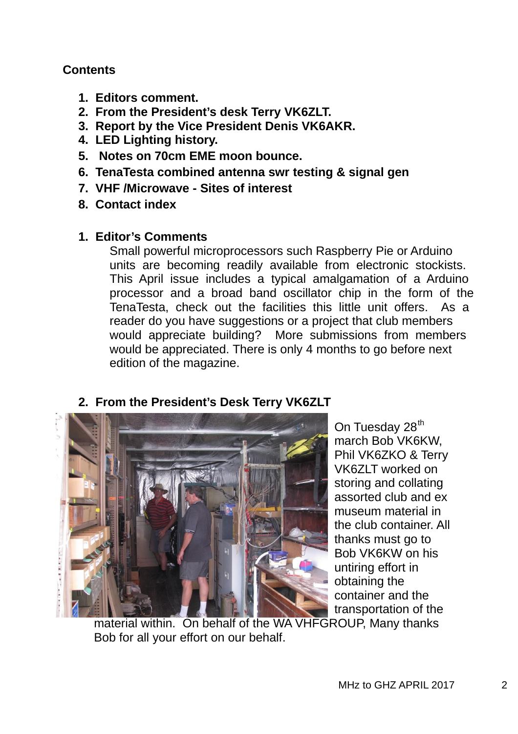**Contents**

1. **Editors comment.**
2. **From the President's desk Terry VK6ZLT.**
3. **Report by the Vice President Denis VK6AKR.**
4. **LED Lighting history.**
5. **Notes on 70cm EME moon bounce.**
6. **TenaTesta combined antenna swr testing & signal gen**
7. **VHF /Microwave - Sites of interest**
8. **Contact index**

## 1. Editor's Comments

Small powerful microprocessors such Raspberry Pie or Arduino units are becoming readily available from electronic stockists. This April issue includes a typical amalgamation of a Arduino processor and a broad band oscillator chip in the form of the TenaTesta, check out the facilities this little unit offers. As a reader do you have suggestions or a project that club members would appreciate building? More submissions from members would be appreciated. There is only 4 months to go before next edition of the magazine.

## 2. From the President's Desk Terry VK6ZLT

On Tuesday 28th march Bob VK6KW, Phil VK6ZKO & Terry VK6ZLT worked on storing and collating assorted club and ex museum material in the club container. All thanks must go to Bob VK6KW on his untiring effort in obtaining the container and the transportation of the material within. On behalf of the WA VHFGROUP, Many thanks Bob for all your effort on our behalf.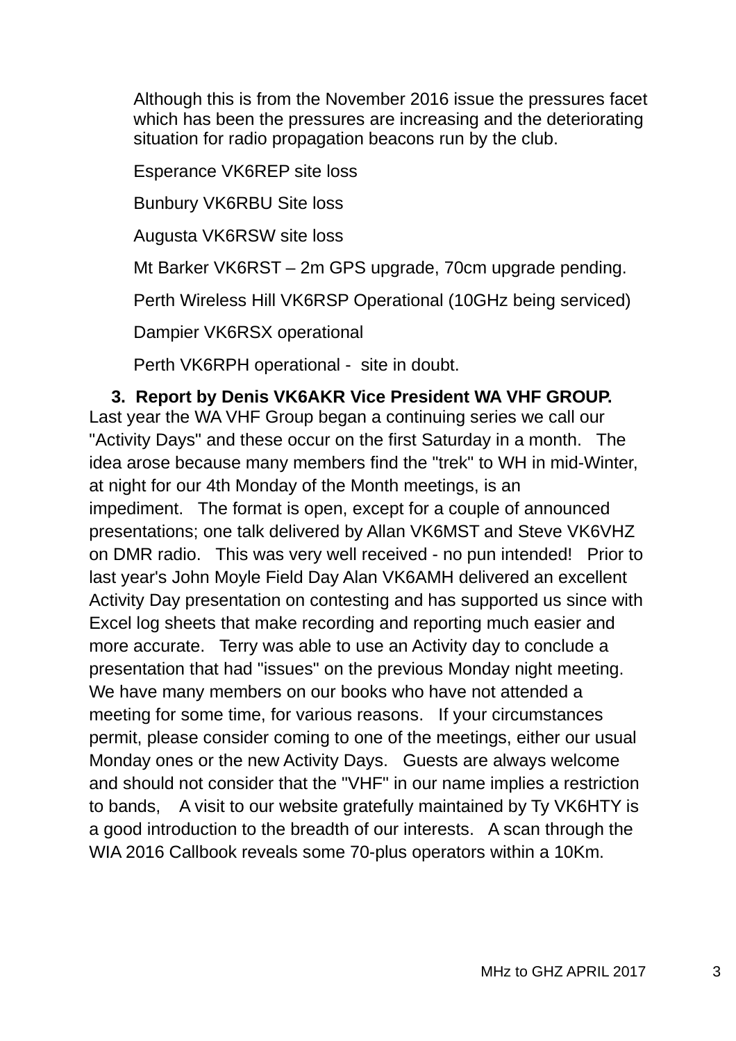Although this is from the November 2016 issue the pressures facet which has been the pressures are increasing and the deteriorating situation for radio propagation beacons run by the club.

Esperance VK6REP site loss

Bunbury VK6RBU Site loss

Augusta VK6RSW site loss

Mt Barker VK6RST – 2m GPS upgrade, 70cm upgrade pending.

Perth Wireless Hill VK6RSP Operational (10GHz being serviced)

Dampier VK6RSX operational

Perth VK6RPH operational - site in doubt.

### 3. Report by Denis VK6AKR Vice President WA VHF GROUP.

Last year the WA VHF Group began a continuing series we call our "Activity Days" and these occur on the first Saturday in a month. The idea arose because many members find the "trek" to WH in mid-Winter, at night for our 4th Monday of the Month meetings, is an impediment. The format is open, except for a couple of announced presentations; one talk delivered by Allan VK6MST and Steve VK6VHZ on DMR radio. This was very well received - no pun intended! Prior to last year's John Moyle Field Day Alan VK6AMH delivered an excellent Activity Day presentation on contesting and has supported us since with Excel log sheets that make recording and reporting much easier and more accurate. Terry was able to use an Activity day to conclude a presentation that had "issues" on the previous Monday night meeting. We have many members on our books who have not attended a meeting for some time, for various reasons. If your circumstances permit, please consider coming to one of the meetings, either our usual Monday ones or the new Activity Days. Guests are always welcome and should not consider that the "VHF" in our name implies a restriction to bands, A visit to our website gratefully maintained by Ty VK6HTY is a good introduction to the breadth of our interests. A scan through the WIA 2016 Callbook reveals some 70-plus operators within a 10Km.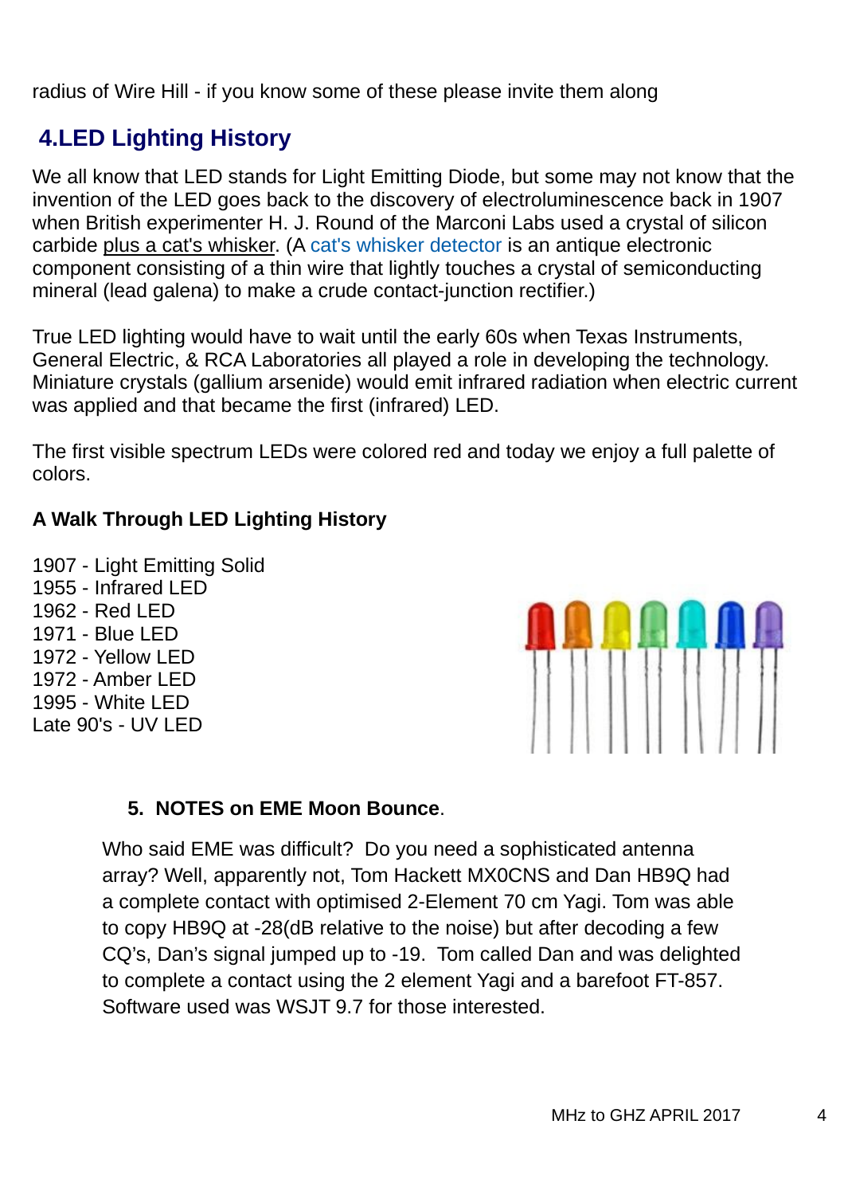radius of Wire Hill - if you know some of these please invite them along

## 4.LED Lighting History

We all know that LED stands for Light Emitting Diode, but some may not know that the invention of the LED goes back to the discovery of electroluminescence back in 1907 when British experimenter H. J. Round of the Marconi Labs used a crystal of silicon carbide plus a cat's whisker. (A cat's whisker detector is an antique electronic component consisting of a thin wire that lightly touches a crystal of semiconducting mineral (lead galena) to make a crude contact-junction rectifier.)

True LED lighting would have to wait until the early 60s when Texas Instruments, General Electric, & RCA Laboratories all played a role in developing the technology. Miniature crystals (gallium arsenide) would emit infrared radiation when electric current was applied and that became the first (infrared) LED.

The first visible spectrum LEDs were colored red and today we enjoy a full palette of colors.

**A Walk Through LED Lighting History**

1907 - Light Emitting Solid
1955 - Infrared LED
1962 - Red LED
1971 - Blue LED
1972 - Yellow LED
1972 - Amber LED
1995 - White LED
Late 90's - UV LED

## 5. NOTES on EME Moon Bounce.

Who said EME was difficult? Do you need a sophisticated antenna array? Well, apparently not, Tom Hackett MX0CNS and Dan HB9Q had a complete contact with optimised 2-Element 70 cm Yagi. Tom was able to copy HB9Q at -28(dB relative to the noise) but after decoding a few CQ's, Dan's signal jumped up to -19. Tom called Dan and was delighted to complete a contact using the 2 element Yagi and a barefoot FT-857. Software used was WSJT 9.7 for those interested.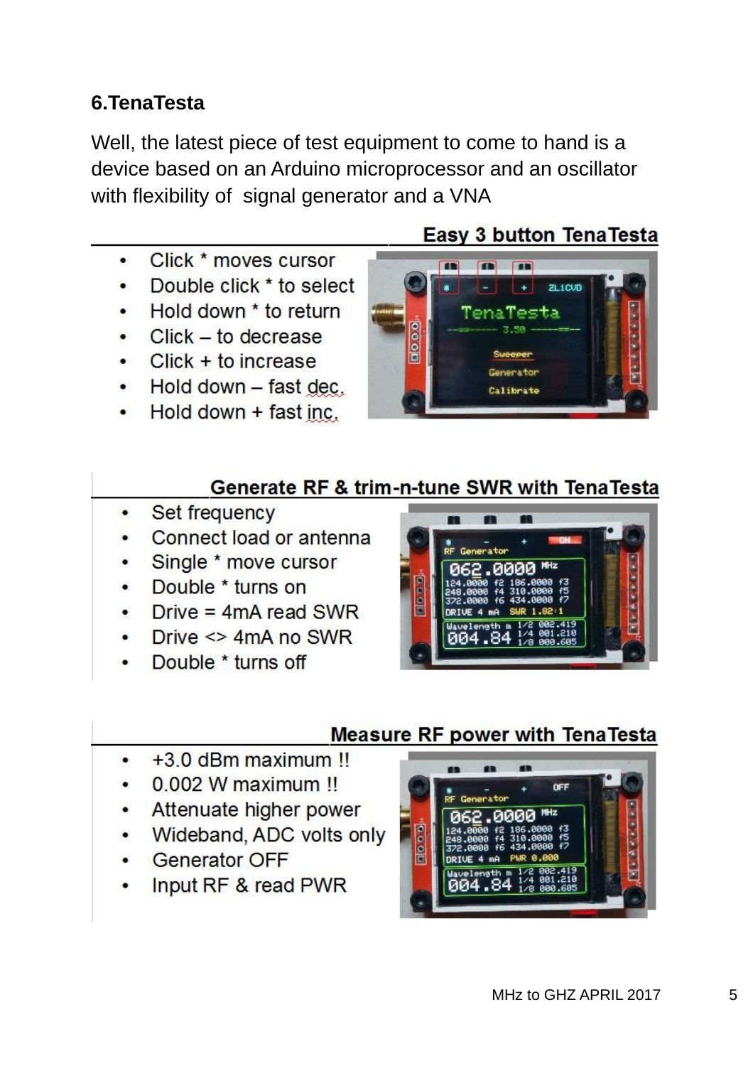## 6.TenaTesta

Well, the latest piece of test equipment to come to hand is a device based on an Arduino microprocessor and an oscillator with flexibility of signal generator and a VNA

### Easy 3 button TenaTesta

- Click * moves cursor
- Double click * to select
- Hold down * to return
- Click – to decrease
- Click + to increase
- Hold down – fast dec.
- Hold down + fast inc.

### Generate RF & trim-n-tune SWR with TenaTesta

- Set frequency
- Connect load or antenna
- Single * move cursor
- Double * turns on
- Drive = 4mA read SWR
- Drive <> 4mA no SWR
- Double * turns off

### Measure RF power with TenaTesta

- +3.0 dBm maximum !!
- 0.002 W maximum !!
- Attenuate higher power
- Wideband, ADC volts only
- Generator OFF
- Input RF & read PWR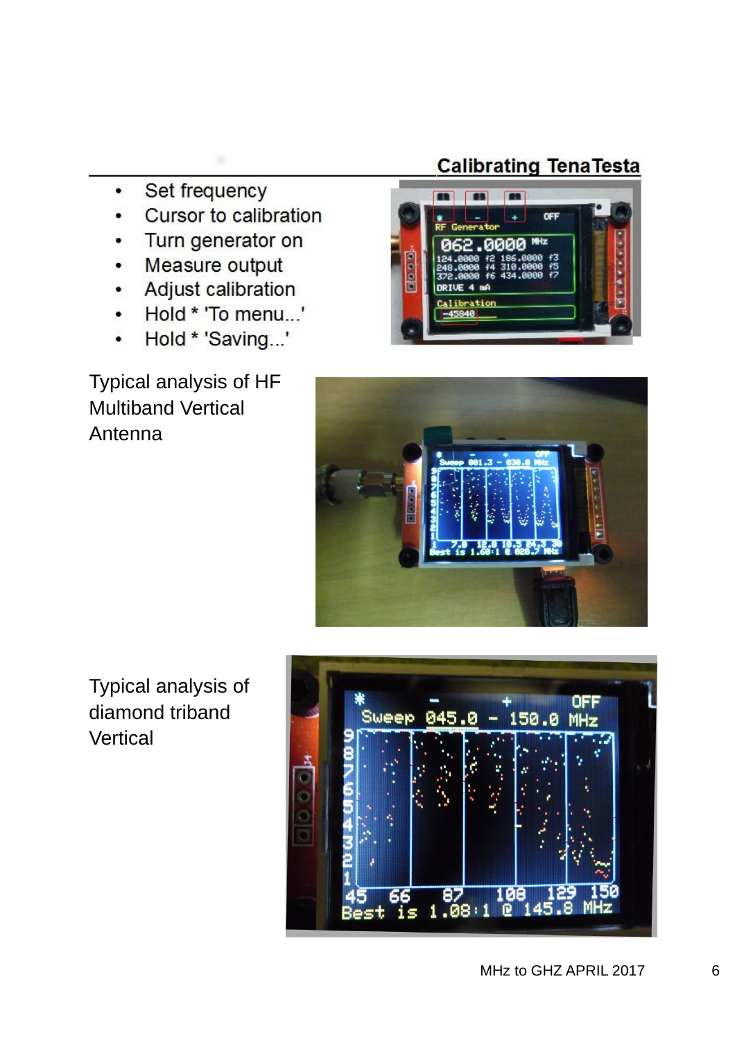## Calibrating TenaTesta

- Set frequency
- Cursor to calibration
- Turn generator on
- Measure output
- Adjust calibration
- Hold * 'To menu...'
- Hold * 'Saving...'

Typical analysis of HF Multiband Vertical Antenna

Typical analysis of diamond triband Vertical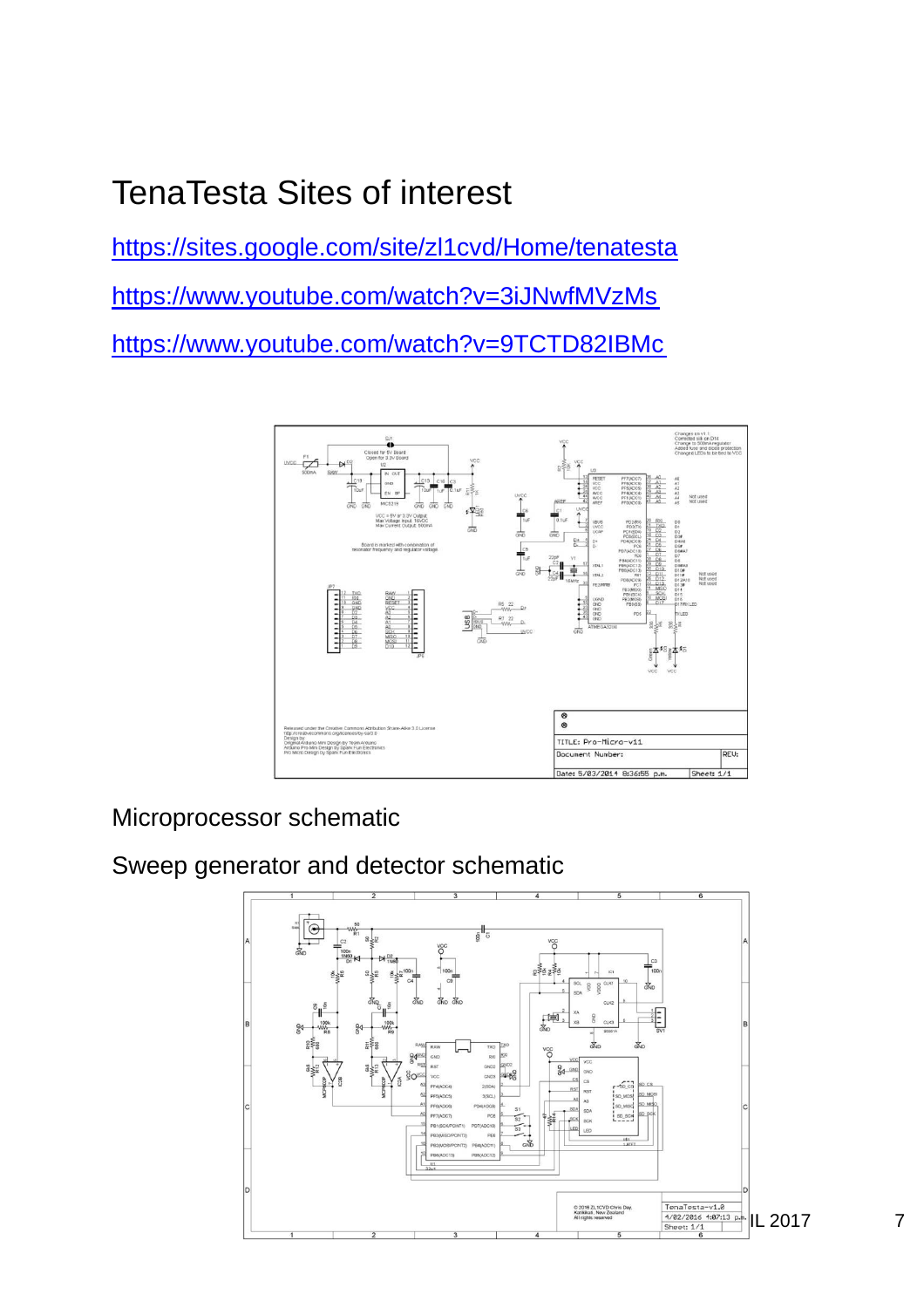# TenaTesta Sites of interest

https://sites.google.com/site/zl1cvd/Home/tenatesta

https://www.youtube.com/watch?v=3iJNwfMVzMs

https://www.youtube.com/watch?v=9TCTD82IBMc

Microprocessor schematic

Sweep generator and detector schematic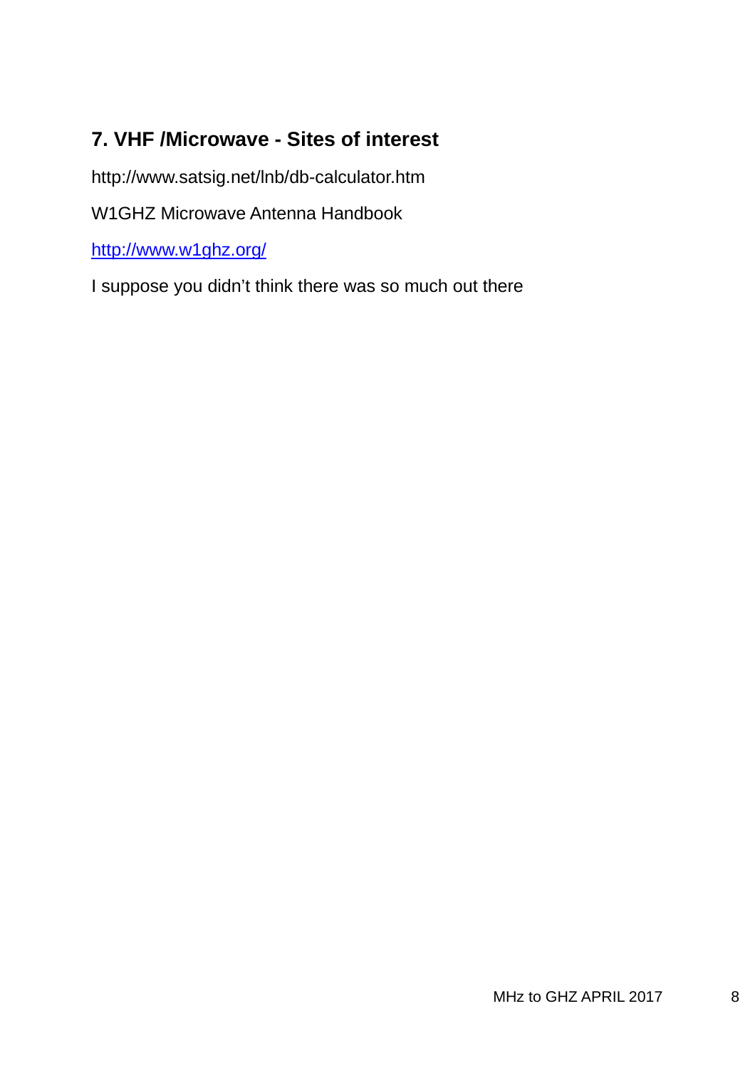## 7. VHF /Microwave - Sites of interest

http://www.satsig.net/lnb/db-calculator.htm

W1GHZ Microwave Antenna Handbook

[http://www.w1ghz.org/](http://www.w1ghz.org/)

I suppose you didn’t think there was so much out there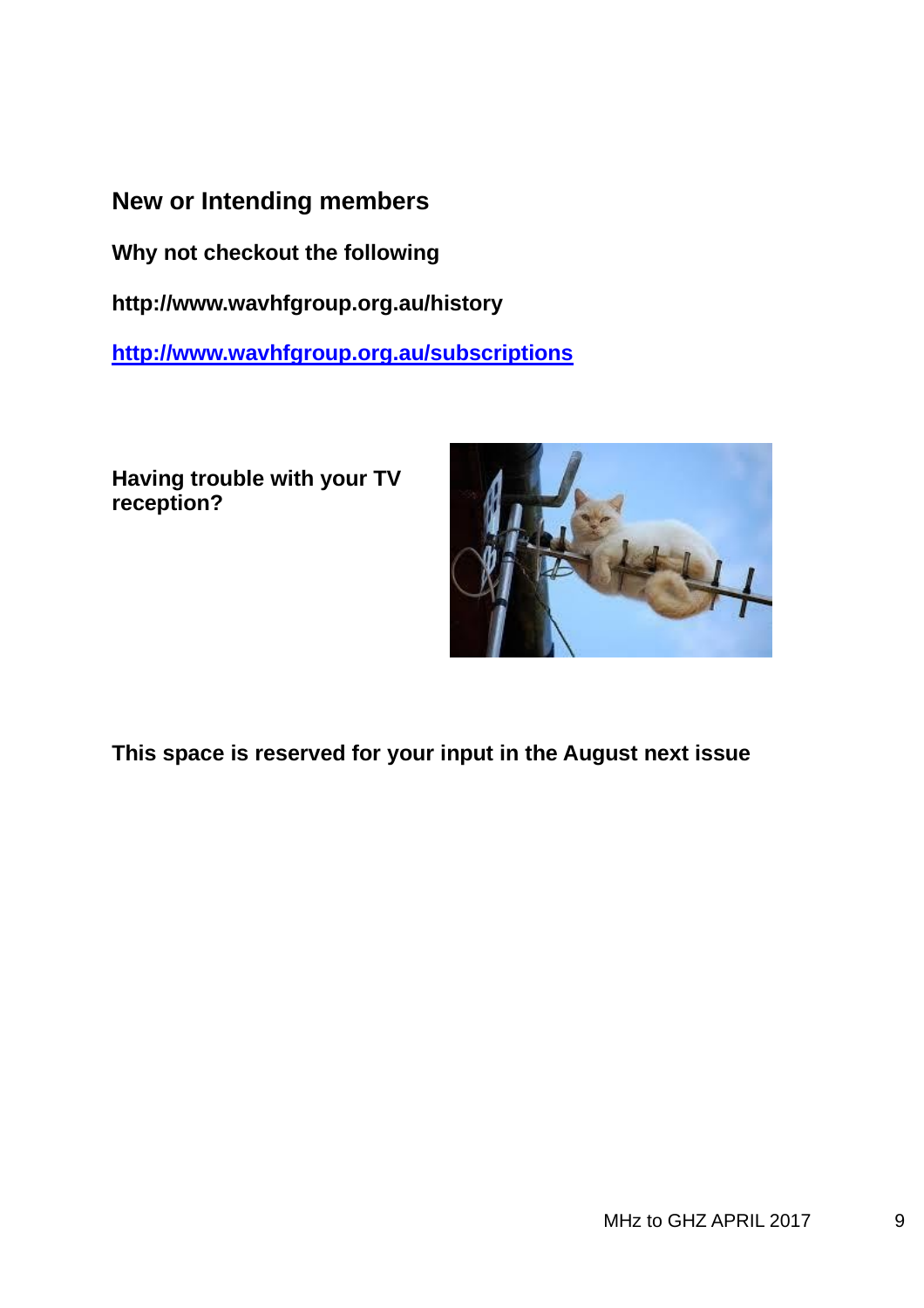## New or Intending members

**Why not checkout the following**

**http://www.wavhfgroup.org.au/history**

**[http://www.wavhfgroup.org.au/subscriptions](http://www.wavhfgroup.org.au/subscriptions)**

**Having trouble with your TV reception?**

**This space is reserved for your input in the August next issue**